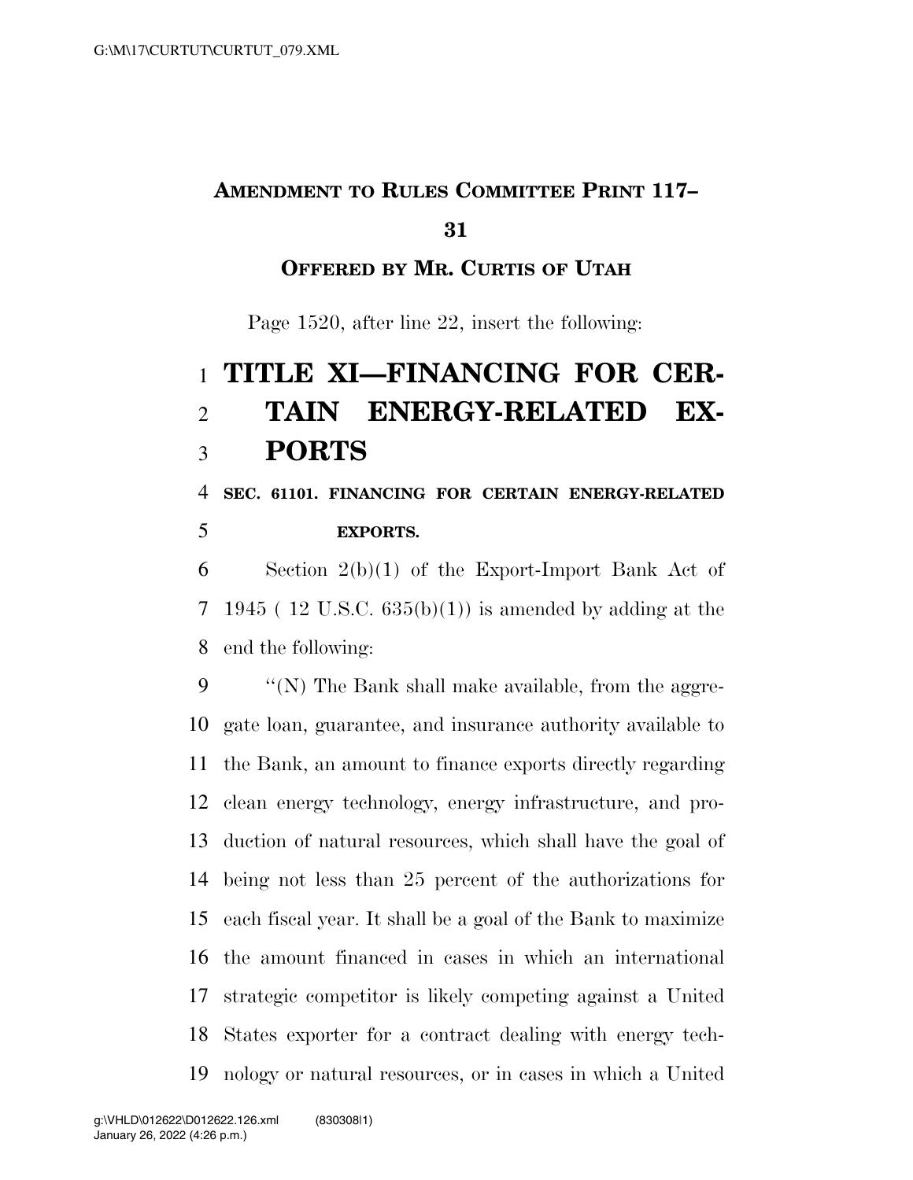**AMENDMENT TO RULES COMMITTEE PRINT 117–31**

**OFFERED BY MR. CURTIS OF UTAH**

Page 1520, after line 22, insert the following:

# TITLE XI—FINANCING FOR CERTAIN ENERGY-RELATED EXPORTS

**SEC. 61101. FINANCING FOR CERTAIN ENERGY-RELATED EXPORTS.**

Section 2(b)(1) of the Export-Import Bank Act of 1945 ( 12 U.S.C. 635(b)(1)) is amended by adding at the end the following:

"(N) The Bank shall make available, from the aggregate loan, guarantee, and insurance authority available to the Bank, an amount to finance exports directly regarding clean energy technology, energy infrastructure, and production of natural resources, which shall have the goal of being not less than 25 percent of the authorizations for each fiscal year. It shall be a goal of the Bank to maximize the amount financed in cases in which an international strategic competitor is likely competing against a United States exporter for a contract dealing with energy technology or natural resources, or in cases in which a United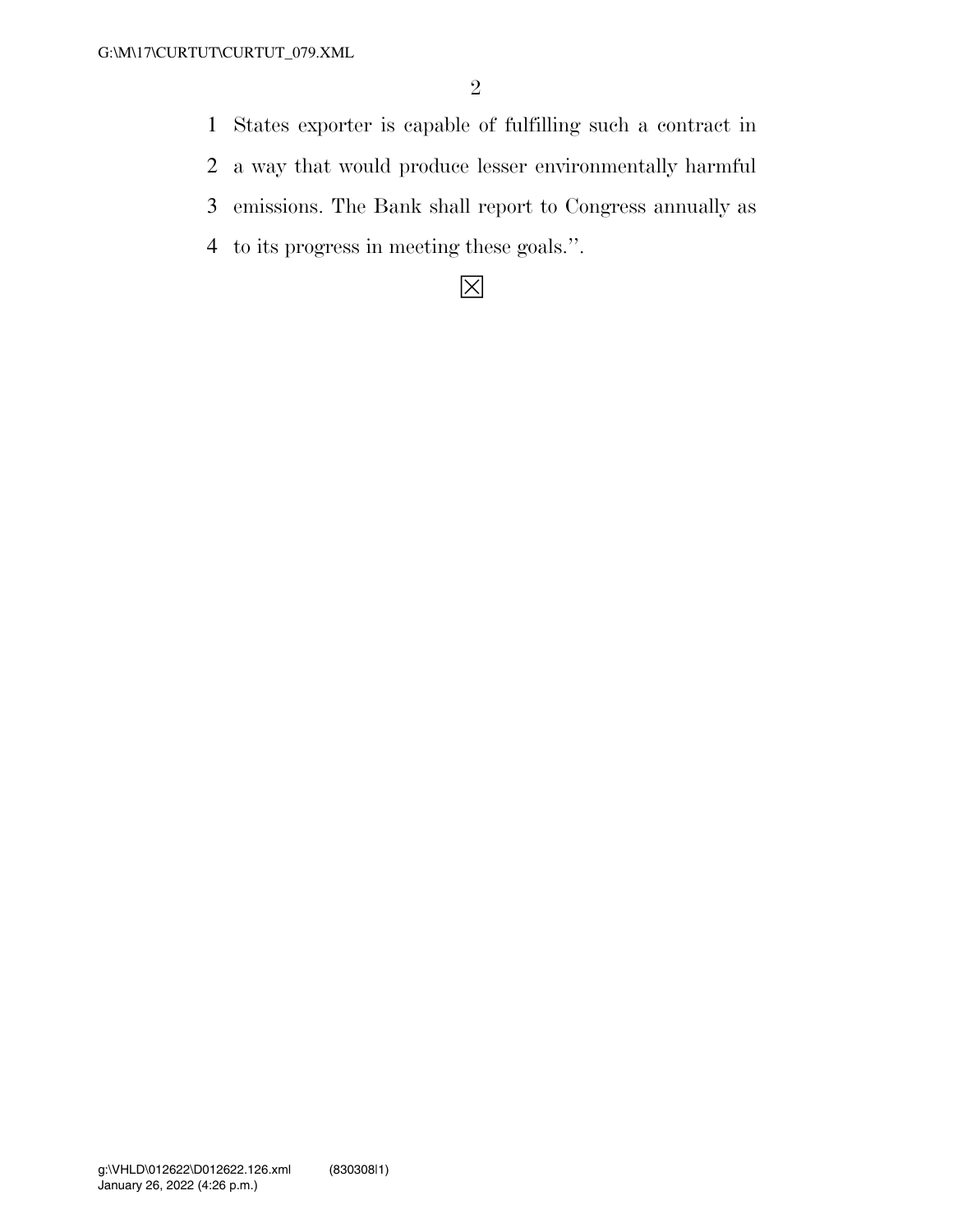States exporter is capable of fulfilling such a contract in a way that would produce lesser environmentally harmful emissions. The Bank shall report to Congress annually as to its progress in meeting these goals.''.

☒